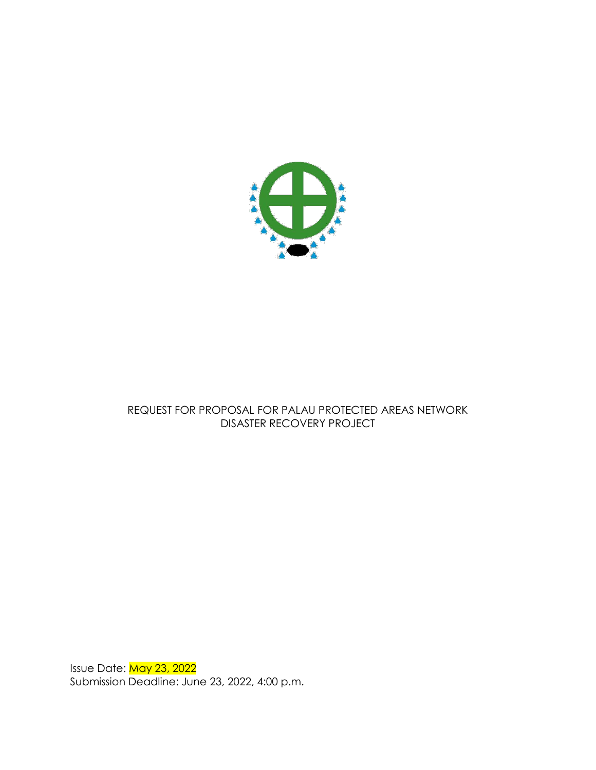# REQUEST FOR PROPOSAL FOR PALAU PROTECTED AREAS NETWORK DISASTER RECOVERY PROJECT

Issue Date: May 23, 2022
Submission Deadline: June 23, 2022, 4:00 p.m.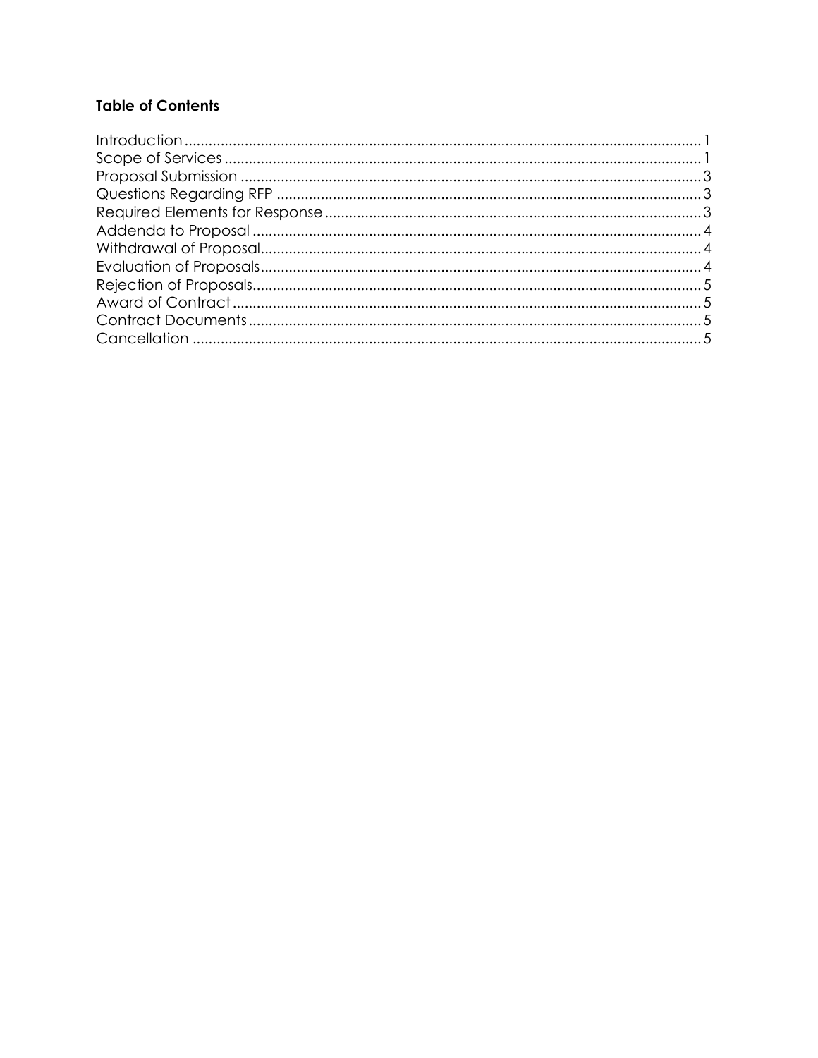**Table of Contents**

| Section | Page |
|---|---|
| Introduction | 1 |
| Scope of Services | 1 |
| Proposal Submission | 3 |
| Questions Regarding RFP | 3 |
| Required Elements for Response | 3 |
| Addenda to Proposal | 4 |
| Withdrawal of Proposal | 4 |
| Evaluation of Proposals | 4 |
| Rejection of Proposals | 5 |
| Award of Contract | 5 |
| Contract Documents | 5 |
| Cancellation | 5 |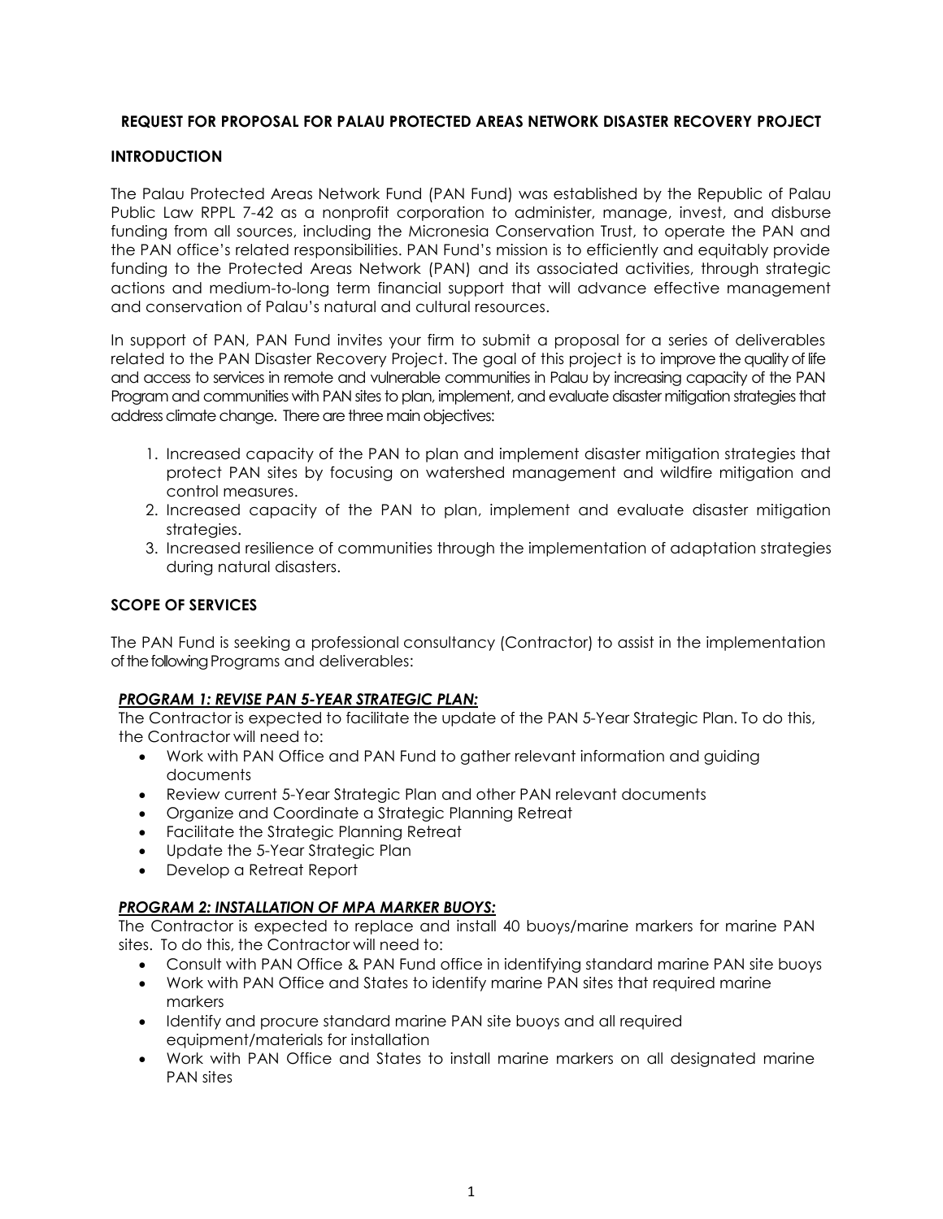**REQUEST FOR PROPOSAL FOR PALAU PROTECTED AREAS NETWORK DISASTER RECOVERY PROJECT**

**INTRODUCTION**

The Palau Protected Areas Network Fund (PAN Fund) was established by the Republic of Palau Public Law RPPL 7-42 as a nonprofit corporation to administer, manage, invest, and disburse funding from all sources, including the Micronesia Conservation Trust, to operate the PAN and the PAN office's related responsibilities. PAN Fund's mission is to efficiently and equitably provide funding to the Protected Areas Network (PAN) and its associated activities, through strategic actions and medium-to-long term financial support that will advance effective management and conservation of Palau's natural and cultural resources.

In support of PAN, PAN Fund invites your firm to submit a proposal for a series of deliverables related to the PAN Disaster Recovery Project. The goal of this project is to improve the quality of life and access to services in remote and vulnerable communities in Palau by increasing capacity of the PAN Program and communities with PAN sites to plan, implement, and evaluate disaster mitigation strategies that address climate change. There are three main objectives:

1. Increased capacity of the PAN to plan and implement disaster mitigation strategies that protect PAN sites by focusing on watershed management and wildfire mitigation and control measures.
2. Increased capacity of the PAN to plan, implement and evaluate disaster mitigation strategies.
3. Increased resilience of communities through the implementation of adaptation strategies during natural disasters.

**SCOPE OF SERVICES**

The PAN Fund is seeking a professional consultancy (Contractor) to assist in the implementation of the following Programs and deliverables:

***PROGRAM 1: REVISE PAN 5-YEAR STRATEGIC PLAN:***

The Contractor is expected to facilitate the update of the PAN 5-Year Strategic Plan. To do this, the Contractor will need to:

- Work with PAN Office and PAN Fund to gather relevant information and guiding documents
- Review current 5-Year Strategic Plan and other PAN relevant documents
- Organize and Coordinate a Strategic Planning Retreat
- Facilitate the Strategic Planning Retreat
- Update the 5-Year Strategic Plan
- Develop a Retreat Report

***PROGRAM 2: INSTALLATION OF MPA MARKER BUOYS:***

The Contractor is expected to replace and install 40 buoys/marine markers for marine PAN sites. To do this, the Contractor will need to:

- Consult with PAN Office & PAN Fund office in identifying standard marine PAN site buoys
- Work with PAN Office and States to identify marine PAN sites that required marine markers
- Identify and procure standard marine PAN site buoys and all required equipment/materials for installation
- Work with PAN Office and States to install marine markers on all designated marine PAN sites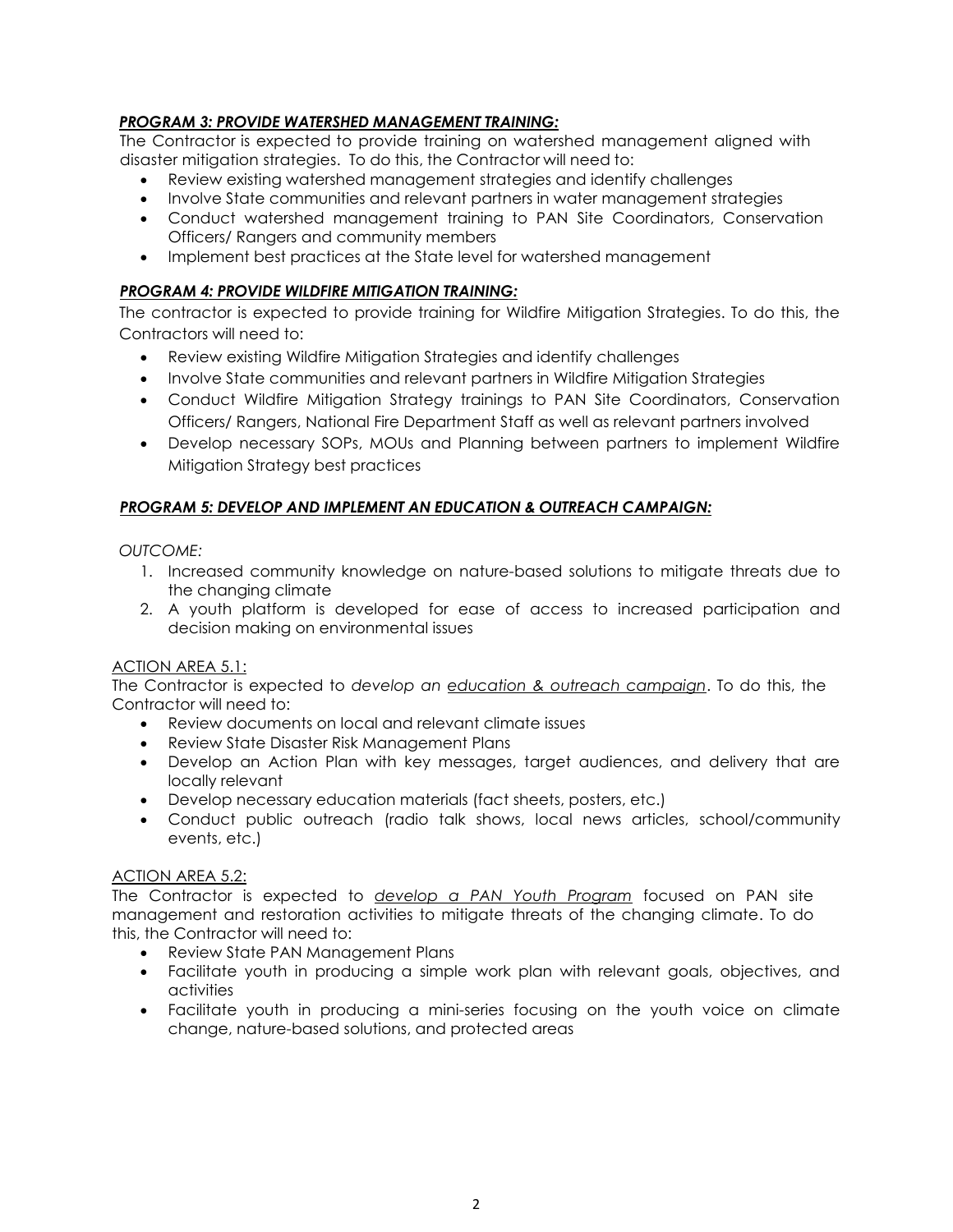***PROGRAM 3: PROVIDE WATERSHED MANAGEMENT TRAINING:***

The Contractor is expected to provide training on watershed management aligned with disaster mitigation strategies. To do this, the Contractor will need to:

- Review existing watershed management strategies and identify challenges
- Involve State communities and relevant partners in water management strategies
- Conduct watershed management training to PAN Site Coordinators, Conservation Officers/ Rangers and community members
- Implement best practices at the State level for watershed management

***PROGRAM 4: PROVIDE WILDFIRE MITIGATION TRAINING:***

The contractor is expected to provide training for Wildfire Mitigation Strategies. To do this, the Contractors will need to:

- Review existing Wildfire Mitigation Strategies and identify challenges
- Involve State communities and relevant partners in Wildfire Mitigation Strategies
- Conduct Wildfire Mitigation Strategy trainings to PAN Site Coordinators, Conservation Officers/ Rangers, National Fire Department Staff as well as relevant partners involved
- Develop necessary SOPs, MOUs and Planning between partners to implement Wildfire Mitigation Strategy best practices

***PROGRAM 5: DEVELOP AND IMPLEMENT AN EDUCATION & OUTREACH CAMPAIGN:***

*OUTCOME:*

1. Increased community knowledge on nature-based solutions to mitigate threats due to the changing climate
2. A youth platform is developed for ease of access to increased participation and decision making on environmental issues

ACTION AREA 5.1:

The Contractor is expected to *develop an education & outreach campaign*. To do this, the Contractor will need to:

- Review documents on local and relevant climate issues
- Review State Disaster Risk Management Plans
- Develop an Action Plan with key messages, target audiences, and delivery that are locally relevant
- Develop necessary education materials (fact sheets, posters, etc.)
- Conduct public outreach (radio talk shows, local news articles, school/community events, etc.)

ACTION AREA 5.2:

The Contractor is expected to *develop a PAN Youth Program* focused on PAN site management and restoration activities to mitigate threats of the changing climate. To do this, the Contractor will need to:

- Review State PAN Management Plans
- Facilitate youth in producing a simple work plan with relevant goals, objectives, and activities
- Facilitate youth in producing a mini-series focusing on the youth voice on climate change, nature-based solutions, and protected areas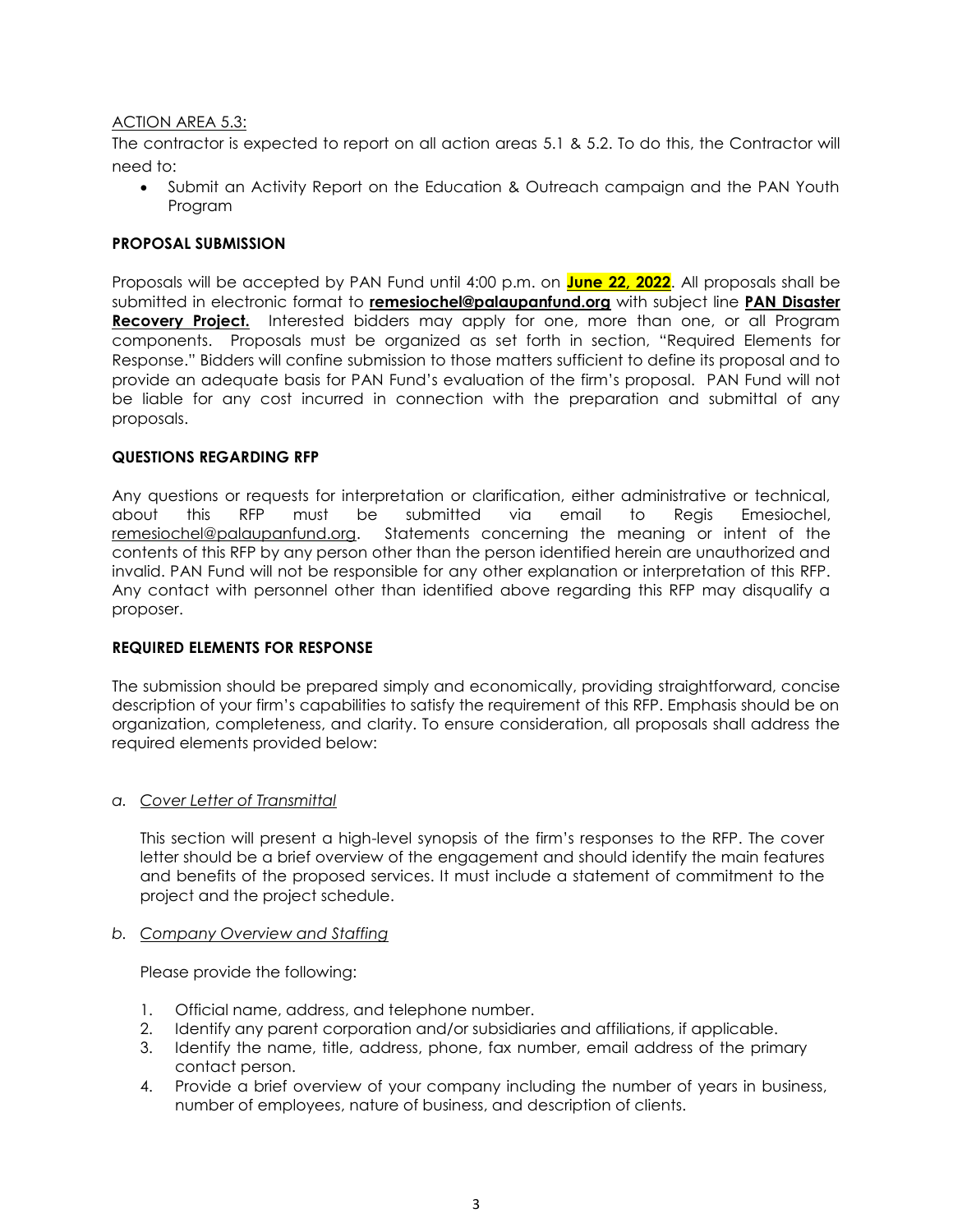ACTION AREA 5.3:

The contractor is expected to report on all action areas 5.1 & 5.2. To do this, the Contractor will need to:

- Submit an Activity Report on the Education & Outreach campaign and the PAN Youth Program

**PROPOSAL SUBMISSION**

Proposals will be accepted by PAN Fund until 4:00 p.m. on **June 22, 2022**. All proposals shall be submitted in electronic format to **remesiochel@palaupanfund.org** with subject line **PAN Disaster Recovery Project.** Interested bidders may apply for one, more than one, or all Program components. Proposals must be organized as set forth in section, "Required Elements for Response." Bidders will confine submission to those matters sufficient to define its proposal and to provide an adequate basis for PAN Fund's evaluation of the firm's proposal. PAN Fund will not be liable for any cost incurred in connection with the preparation and submittal of any proposals.

**QUESTIONS REGARDING RFP**

Any questions or requests for interpretation or clarification, either administrative or technical, about this RFP must be submitted via email to Regis Emesiochel, remesiochel@palaupanfund.org. Statements concerning the meaning or intent of the contents of this RFP by any person other than the person identified herein are unauthorized and invalid. PAN Fund will not be responsible for any other explanation or interpretation of this RFP. Any contact with personnel other than identified above regarding this RFP may disqualify a proposer.

**REQUIRED ELEMENTS FOR RESPONSE**

The submission should be prepared simply and economically, providing straightforward, concise description of your firm's capabilities to satisfy the requirement of this RFP. Emphasis should be on organization, completeness, and clarity. To ensure consideration, all proposals shall address the required elements provided below:

*a. Cover Letter of Transmittal*

This section will present a high-level synopsis of the firm's responses to the RFP. The cover letter should be a brief overview of the engagement and should identify the main features and benefits of the proposed services. It must include a statement of commitment to the project and the project schedule.

*b. Company Overview and Staffing*

Please provide the following:

1. Official name, address, and telephone number.
2. Identify any parent corporation and/or subsidiaries and affiliations, if applicable.
3. Identify the name, title, address, phone, fax number, email address of the primary contact person.
4. Provide a brief overview of your company including the number of years in business, number of employees, nature of business, and description of clients.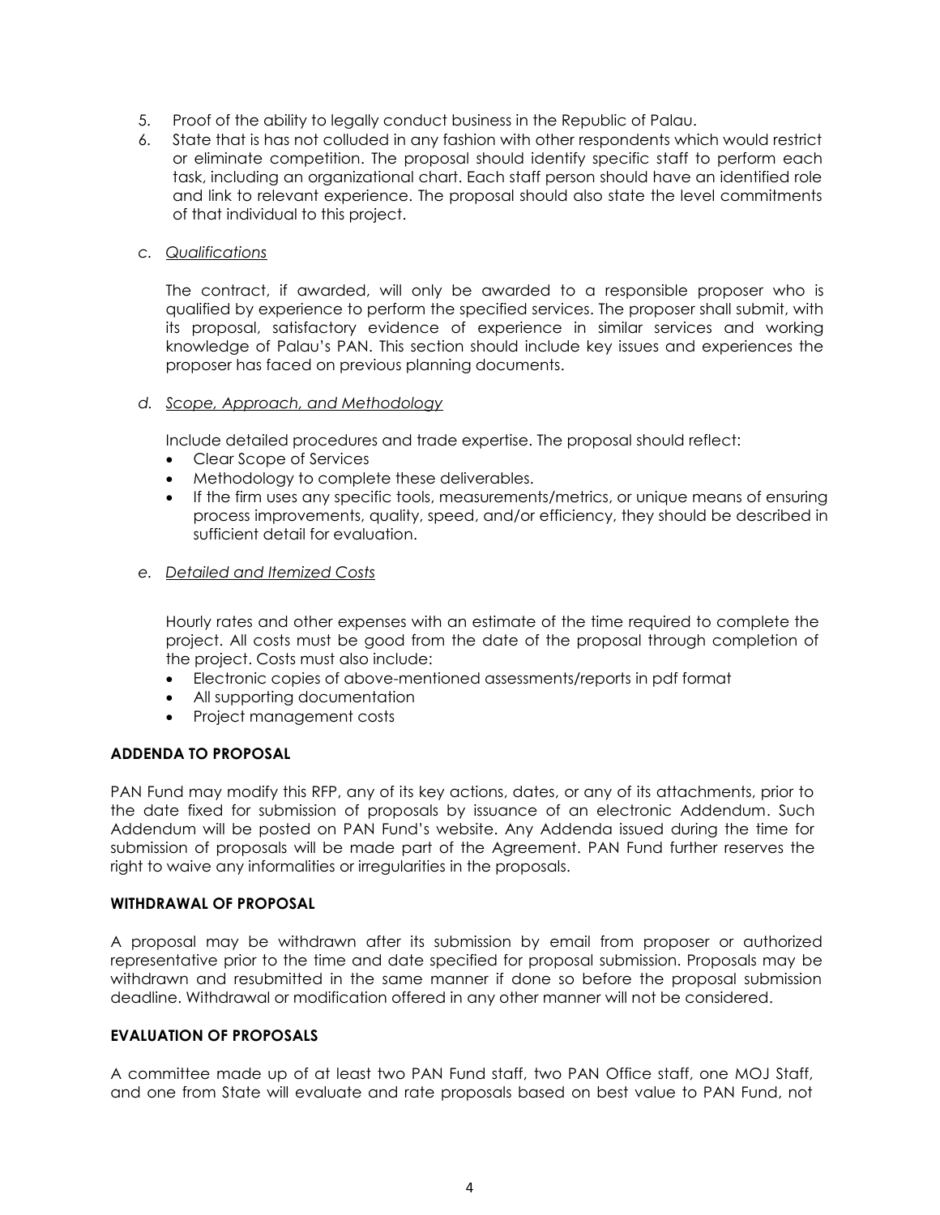5. Proof of the ability to legally conduct business in the Republic of Palau.
6. State that is has not colluded in any fashion with other respondents which would restrict or eliminate competition. The proposal should identify specific staff to perform each task, including an organizational chart. Each staff person should have an identified role and link to relevant experience. The proposal should also state the level commitments of that individual to this project.

c. *Qualifications*

The contract, if awarded, will only be awarded to a responsible proposer who is qualified by experience to perform the specified services. The proposer shall submit, with its proposal, satisfactory evidence of experience in similar services and working knowledge of Palau's PAN. This section should include key issues and experiences the proposer has faced on previous planning documents.

d. *Scope, Approach, and Methodology*

Include detailed procedures and trade expertise. The proposal should reflect:

- Clear Scope of Services
- Methodology to complete these deliverables.
- If the firm uses any specific tools, measurements/metrics, or unique means of ensuring process improvements, quality, speed, and/or efficiency, they should be described in sufficient detail for evaluation.

e. *Detailed and Itemized Costs*

Hourly rates and other expenses with an estimate of the time required to complete the project. All costs must be good from the date of the proposal through completion of the project. Costs must also include:

- Electronic copies of above-mentioned assessments/reports in pdf format
- All supporting documentation
- Project management costs

**ADDENDA TO PROPOSAL**

PAN Fund may modify this RFP, any of its key actions, dates, or any of its attachments, prior to the date fixed for submission of proposals by issuance of an electronic Addendum. Such Addendum will be posted on PAN Fund's website. Any Addenda issued during the time for submission of proposals will be made part of the Agreement. PAN Fund further reserves the right to waive any informalities or irregularities in the proposals.

**WITHDRAWAL OF PROPOSAL**

A proposal may be withdrawn after its submission by email from proposer or authorized representative prior to the time and date specified for proposal submission. Proposals may be withdrawn and resubmitted in the same manner if done so before the proposal submission deadline. Withdrawal or modification offered in any other manner will not be considered.

**EVALUATION OF PROPOSALS**

A committee made up of at least two PAN Fund staff, two PAN Office staff, one MOJ Staff, and one from State will evaluate and rate proposals based on best value to PAN Fund, not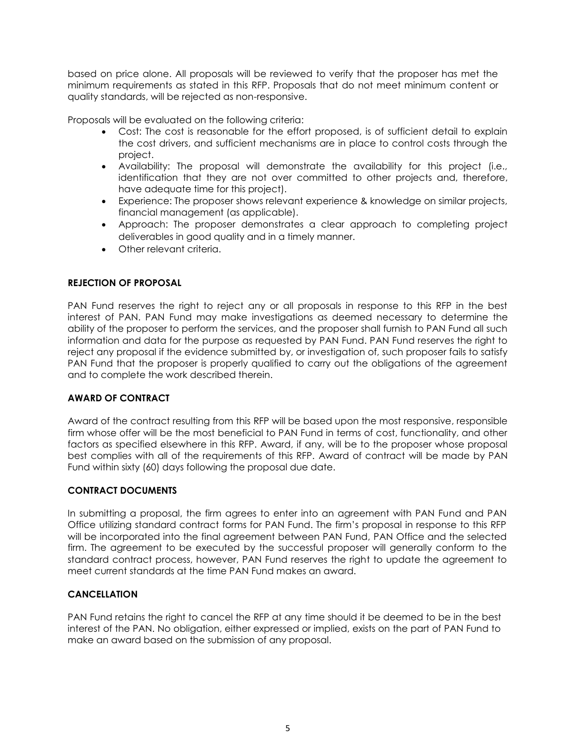based on price alone. All proposals will be reviewed to verify that the proposer has met the minimum requirements as stated in this RFP. Proposals that do not meet minimum content or quality standards, will be rejected as non-responsive.

Proposals will be evaluated on the following criteria:

- Cost: The cost is reasonable for the effort proposed, is of sufficient detail to explain the cost drivers, and sufficient mechanisms are in place to control costs through the project.
- Availability: The proposal will demonstrate the availability for this project (i.e., identification that they are not over committed to other projects and, therefore, have adequate time for this project).
- Experience: The proposer shows relevant experience & knowledge on similar projects, financial management (as applicable).
- Approach: The proposer demonstrates a clear approach to completing project deliverables in good quality and in a timely manner.
- Other relevant criteria.

**REJECTION OF PROPOSAL**

PAN Fund reserves the right to reject any or all proposals in response to this RFP in the best interest of PAN. PAN Fund may make investigations as deemed necessary to determine the ability of the proposer to perform the services, and the proposer shall furnish to PAN Fund all such information and data for the purpose as requested by PAN Fund. PAN Fund reserves the right to reject any proposal if the evidence submitted by, or investigation of, such proposer fails to satisfy PAN Fund that the proposer is properly qualified to carry out the obligations of the agreement and to complete the work described therein.

**AWARD OF CONTRACT**

Award of the contract resulting from this RFP will be based upon the most responsive, responsible firm whose offer will be the most beneficial to PAN Fund in terms of cost, functionality, and other factors as specified elsewhere in this RFP. Award, if any, will be to the proposer whose proposal best complies with all of the requirements of this RFP. Award of contract will be made by PAN Fund within sixty (60) days following the proposal due date.

**CONTRACT DOCUMENTS**

In submitting a proposal, the firm agrees to enter into an agreement with PAN Fund and PAN Office utilizing standard contract forms for PAN Fund. The firm's proposal in response to this RFP will be incorporated into the final agreement between PAN Fund, PAN Office and the selected firm. The agreement to be executed by the successful proposer will generally conform to the standard contract process, however, PAN Fund reserves the right to update the agreement to meet current standards at the time PAN Fund makes an award.

**CANCELLATION**

PAN Fund retains the right to cancel the RFP at any time should it be deemed to be in the best interest of the PAN. No obligation, either expressed or implied, exists on the part of PAN Fund to make an award based on the submission of any proposal.